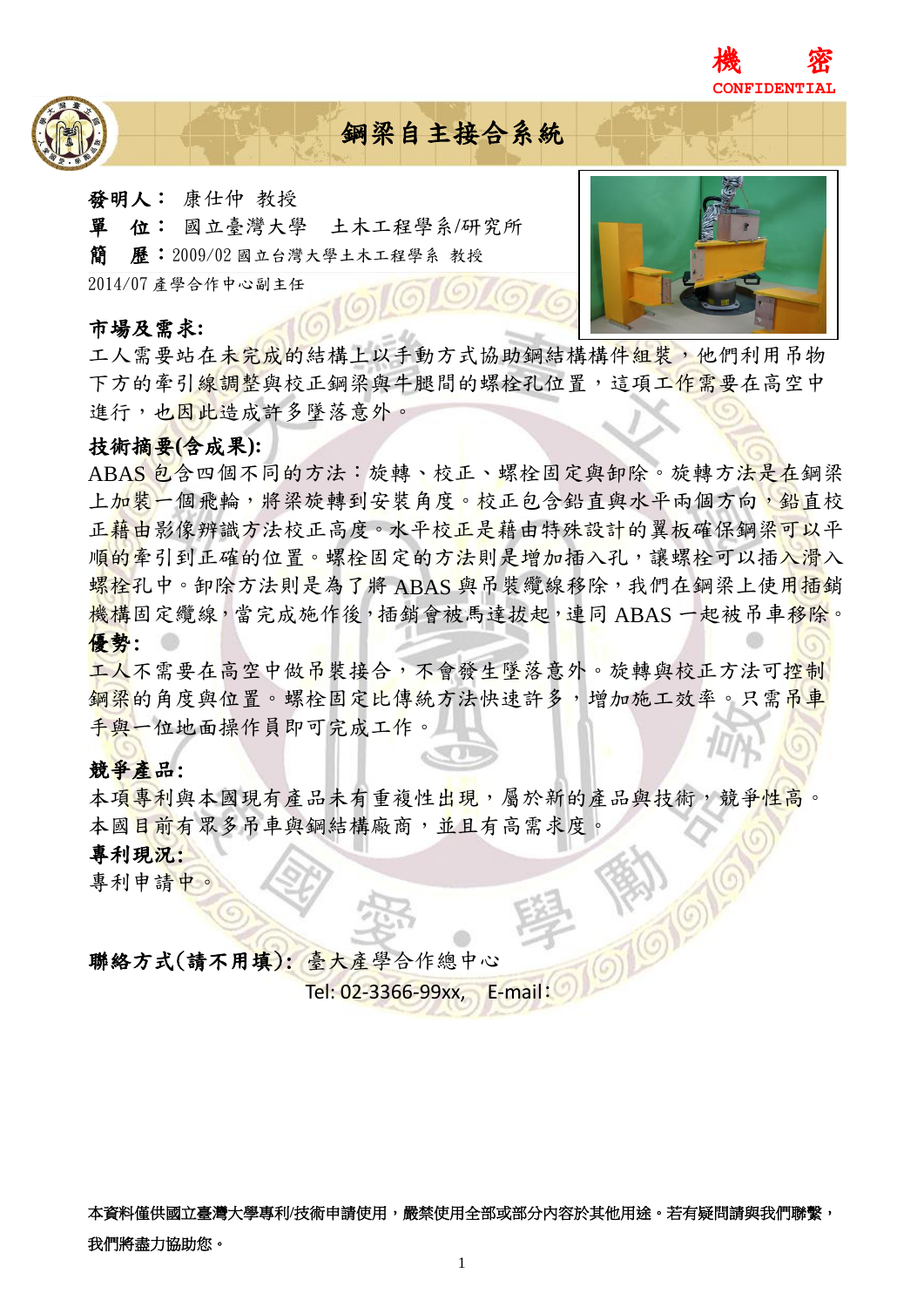機　　密
CONFIDENTIAL

# 鋼梁自主接合系統

**發明人：** 康仕仲 教授

**單　位：** 國立臺灣大學　土木工程學系/研究所

**簡　歷：**2009/02 國立台灣大學土木工程學系 教授

2014/07 產學合作中心副主任

**市場及需求:**

工人需要站在未完成的結構上以手動方式協助鋼結構構件組裝，他們利用吊物下方的牽引線調整與校正鋼梁與牛腿間的螺栓孔位置，這項工作需要在高空中進行，也因此造成許多墜落意外。

**技術摘要(含成果):**

ABAS 包含四個不同的方法：旋轉、校正、螺栓固定與卸除。旋轉方法是在鋼梁上加裝一個飛輪，將梁旋轉到安裝角度。校正包含鉛直與水平兩個方向，鉛直校正藉由影像辨識方法校正高度。水平校正是藉由特殊設計的翼板確保鋼梁可以平順的牽引到正確的位置。螺栓固定的方法則是增加插入孔，讓螺栓可以插入滑入螺栓孔中。卸除方法則是為了將 ABAS 與吊裝纜線移除，我們在鋼梁上使用插銷機構固定纜線，當完成施作後，插銷會被馬達拔起，連同 ABAS 一起被吊車移除。

**優勢:**

工人不需要在高空中做吊裝接合，不會發生墜落意外。旋轉與校正方法可控制鋼梁的角度與位置。螺栓固定比傳統方法快速許多，增加施工效率。只需吊車手與一位地面操作員即可完成工作。

**競爭產品:**

本項專利與本國現有產品未有重複性出現，屬於新的產品與技術，競爭性高。本國目前有眾多吊車與鋼結構廠商，並且有高需求度。

**專利現況:**

專利申請中。

**聯絡方式(請不用填):** 臺大產學合作總中心

Tel: 02-3366-99xx,　E-mail:

本資料僅供國立臺灣大學專利/技術申請使用，嚴禁使用全部或部分內容於其他用途。若有疑問請與我們聯繫，我們將盡力協助您。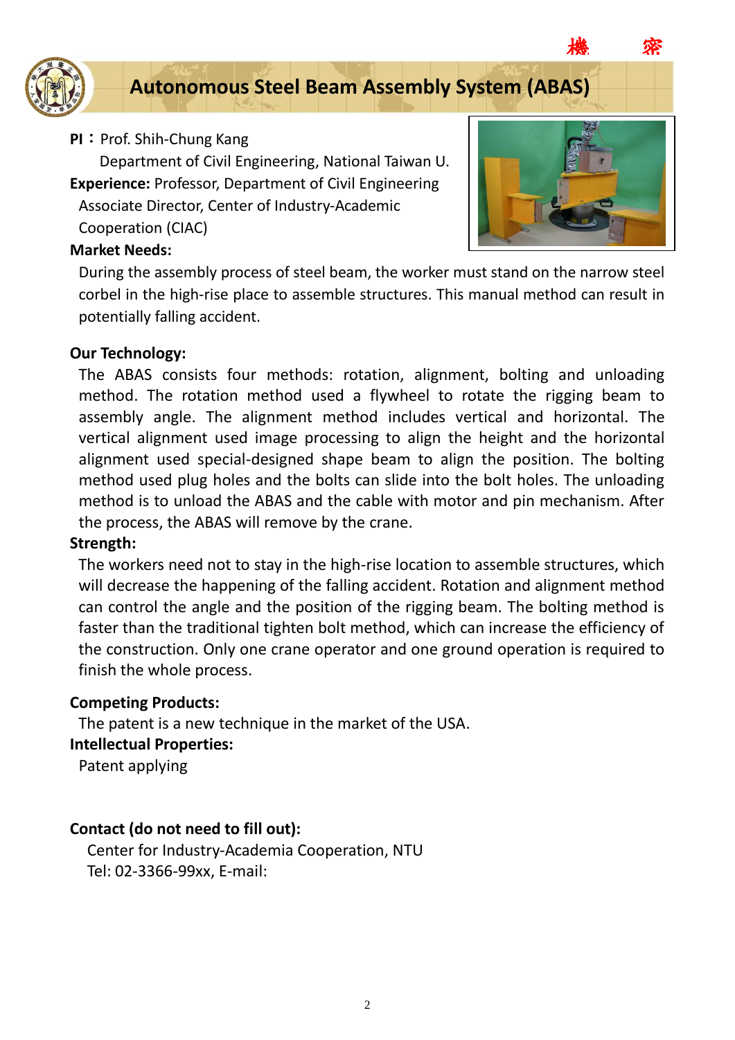機　　密

# Autonomous Steel Beam Assembly System (ABAS)

**PI：** Prof. Shih-Chung Kang
Department of Civil Engineering, National Taiwan U.

**Experience:** Professor, Department of Civil Engineering
Associate Director, Center of Industry-Academic Cooperation (CIAC)

**Market Needs:**

During the assembly process of steel beam, the worker must stand on the narrow steel corbel in the high-rise place to assemble structures. This manual method can result in potentially falling accident.

**Our Technology:**

The ABAS consists four methods: rotation, alignment, bolting and unloading method. The rotation method used a flywheel to rotate the rigging beam to assembly angle. The alignment method includes vertical and horizontal. The vertical alignment used image processing to align the height and the horizontal alignment used special-designed shape beam to align the position. The bolting method used plug holes and the bolts can slide into the bolt holes. The unloading method is to unload the ABAS and the cable with motor and pin mechanism. After the process, the ABAS will remove by the crane.

**Strength:**

The workers need not to stay in the high-rise location to assemble structures, which will decrease the happening of the falling accident. Rotation and alignment method can control the angle and the position of the rigging beam. The bolting method is faster than the traditional tighten bolt method, which can increase the efficiency of the construction. Only one crane operator and one ground operation is required to finish the whole process.

**Competing Products:**

The patent is a new technique in the market of the USA.

**Intellectual Properties:**

Patent applying

**Contact (do not need to fill out):**

Center for Industry-Academia Cooperation, NTU
Tel: 02-3366-99xx, E-mail: